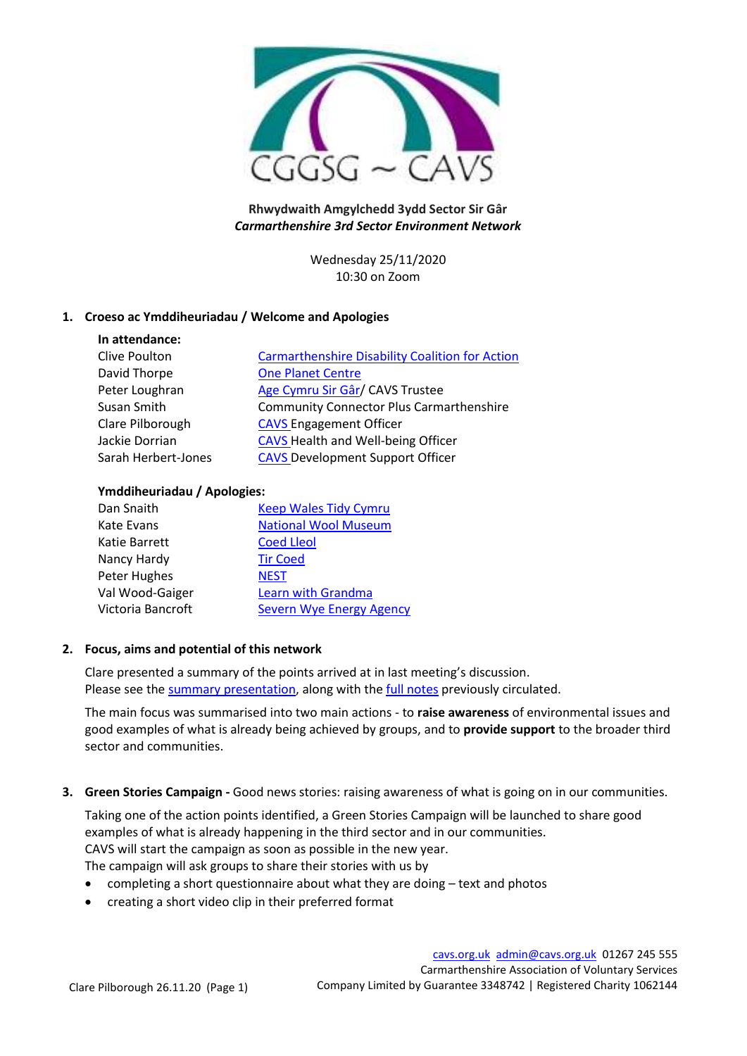CGGSG ~ CAVS

**Rhwydwaith Amgylchedd 3ydd Sector Sir Gâr**
***Carmarthenshire 3rd Sector Environment Network***

Wednesday 25/11/2020
10:30 on Zoom

## 1. Croeso ac Ymddiheuriadau / Welcome and Apologies

**In attendance:**

| | |
|---|---|
| Clive Poulton | Carmarthenshire Disability Coalition for Action |
| David Thorpe | One Planet Centre |
| Peter Loughran | Age Cymru Sir Gâr/ CAVS Trustee |
| Susan Smith | Community Connector Plus Carmarthenshire |
| Clare Pilborough | CAVS Engagement Officer |
| Jackie Dorrian | CAVS Health and Well-being Officer |
| Sarah Herbert-Jones | CAVS Development Support Officer |

**Ymddiheuriadau / Apologies:**

| | |
|---|---|
| Dan Snaith | Keep Wales Tidy Cymru |
| Kate Evans | National Wool Museum |
| Katie Barrett | Coed Lleol |
| Nancy Hardy | Tir Coed |
| Peter Hughes | NEST |
| Val Wood-Gaiger | Learn with Grandma |
| Victoria Bancroft | Severn Wye Energy Agency |

## 2. Focus, aims and potential of this network

Clare presented a summary of the points arrived at in last meeting's discussion.
Please see the summary presentation, along with the full notes previously circulated.

The main focus was summarised into two main actions - to **raise awareness** of environmental issues and good examples of what is already being achieved by groups, and to **provide support** to the broader third sector and communities.

## 3. Green Stories Campaign - Good news stories: raising awareness of what is going on in our communities.

Taking one of the action points identified, a Green Stories Campaign will be launched to share good examples of what is already happening in the third sector and in our communities.
CAVS will start the campaign as soon as possible in the new year.
The campaign will ask groups to share their stories with us by

- completing a short questionnaire about what they are doing – text and photos
- creating a short video clip in their preferred format

cavs.org.uk admin@cavs.org.uk 01267 245 555
Carmarthenshire Association of Voluntary Services
Company Limited by Guarantee 3348742 | Registered Charity 1062144

Clare Pilborough 26.11.20 (Page 1)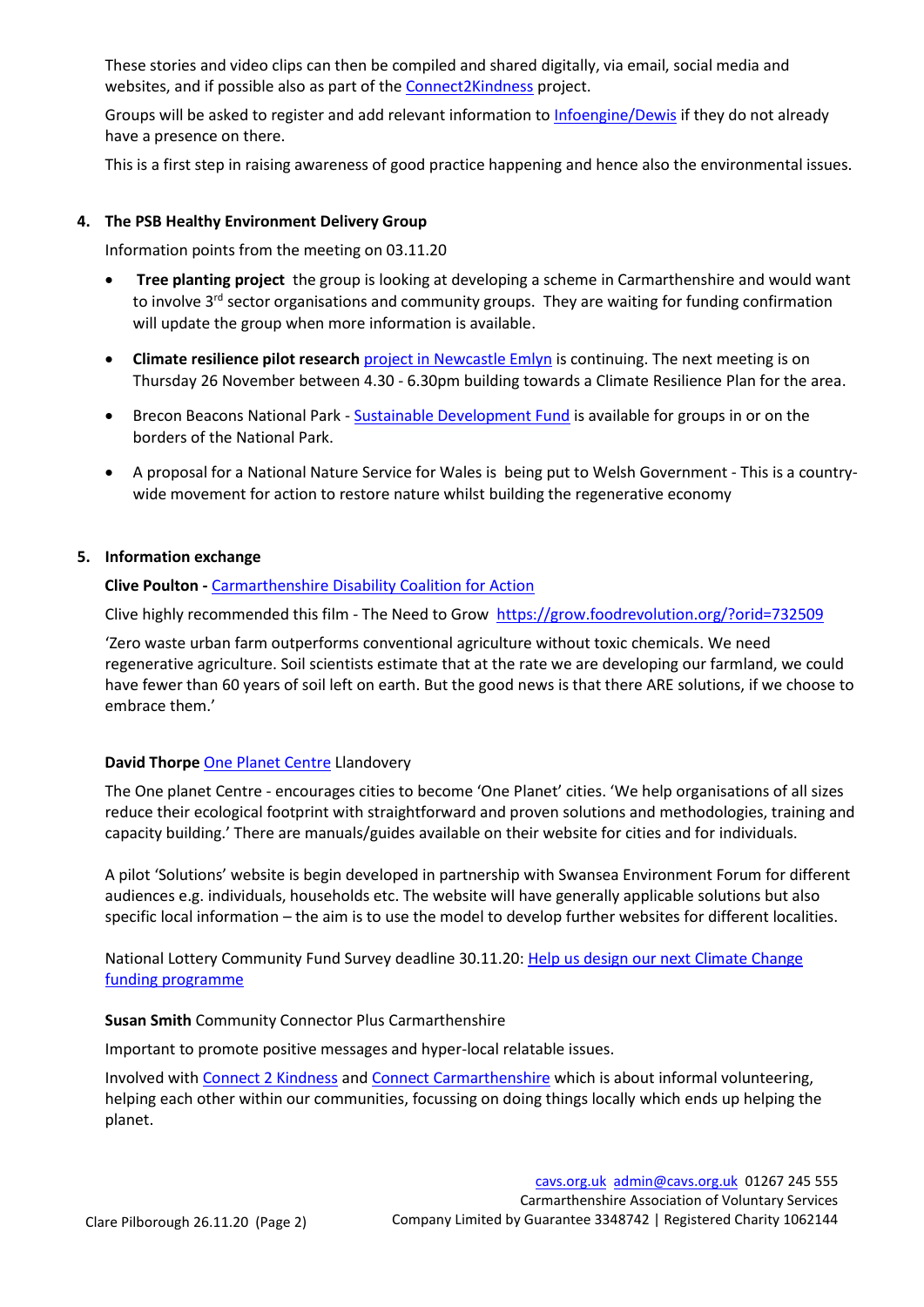These stories and video clips can then be compiled and shared digitally, via email, social media and websites, and if possible also as part of the Connect2Kindness project.

Groups will be asked to register and add relevant information to Infoengine/Dewis if they do not already have a presence on there.

This is a first step in raising awareness of good practice happening and hence also the environmental issues.

**4. The PSB Healthy Environment Delivery Group**

Information points from the meeting on 03.11.20

- **Tree planting project** the group is looking at developing a scheme in Carmarthenshire and would want to involve 3rd sector organisations and community groups. They are waiting for funding confirmation will update the group when more information is available.
- **Climate resilience pilot research** project in Newcastle Emlyn is continuing. The next meeting is on Thursday 26 November between 4.30 - 6.30pm building towards a Climate Resilience Plan for the area.
- Brecon Beacons National Park - Sustainable Development Fund is available for groups in or on the borders of the National Park.
- A proposal for a National Nature Service for Wales is being put to Welsh Government - This is a country-wide movement for action to restore nature whilst building the regenerative economy

**5. Information exchange**

**Clive Poulton -** Carmarthenshire Disability Coalition for Action

Clive highly recommended this film - The Need to Grow https://grow.foodrevolution.org/?orid=732509

'Zero waste urban farm outperforms conventional agriculture without toxic chemicals. We need regenerative agriculture. Soil scientists estimate that at the rate we are developing our farmland, we could have fewer than 60 years of soil left on earth. But the good news is that there ARE solutions, if we choose to embrace them.'

**David Thorpe** One Planet Centre Llandovery

The One planet Centre - encourages cities to become 'One Planet' cities. 'We help organisations of all sizes reduce their ecological footprint with straightforward and proven solutions and methodologies, training and capacity building.' There are manuals/guides available on their website for cities and for individuals.

A pilot 'Solutions' website is begin developed in partnership with Swansea Environment Forum for different audiences e.g. individuals, households etc. The website will have generally applicable solutions but also specific local information – the aim is to use the model to develop further websites for different localities.

National Lottery Community Fund Survey deadline 30.11.20: Help us design our next Climate Change funding programme

**Susan Smith** Community Connector Plus Carmarthenshire

Important to promote positive messages and hyper-local relatable issues.

Involved with Connect 2 Kindness and Connect Carmarthenshire which is about informal volunteering, helping each other within our communities, focussing on doing things locally which ends up helping the planet.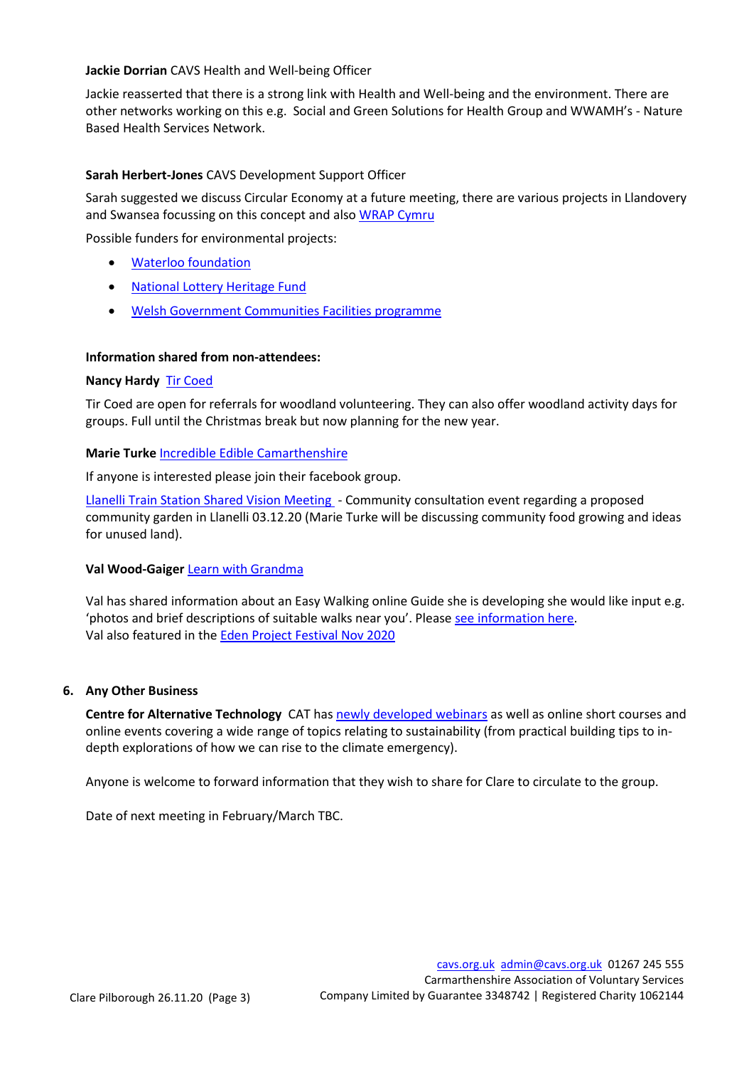**Jackie Dorrian** CAVS Health and Well-being Officer

Jackie reasserted that there is a strong link with Health and Well-being and the environment. There are other networks working on this e.g. Social and Green Solutions for Health Group and WWAMH's - Nature Based Health Services Network.

**Sarah Herbert-Jones** CAVS Development Support Officer

Sarah suggested we discuss Circular Economy at a future meeting, there are various projects in Llandovery and Swansea focussing on this concept and also WRAP Cymru

Possible funders for environmental projects:

- Waterloo foundation
- National Lottery Heritage Fund
- Welsh Government Communities Facilities programme

**Information shared from non-attendees:**

**Nancy Hardy** Tir Coed

Tir Coed are open for referrals for woodland volunteering. They can also offer woodland activity days for groups. Full until the Christmas break but now planning for the new year.

**Marie Turke** Incredible Edible Camarthenshire

If anyone is interested please join their facebook group.

Llanelli Train Station Shared Vision Meeting - Community consultation event regarding a proposed community garden in Llanelli 03.12.20 (Marie Turke will be discussing community food growing and ideas for unused land).

**Val Wood-Gaiger** Learn with Grandma

Val has shared information about an Easy Walking online Guide she is developing she would like input e.g. 'photos and brief descriptions of suitable walks near you'. Please see information here.
Val also featured in the Eden Project Festival Nov 2020

## 6. Any Other Business

**Centre for Alternative Technology** CAT has newly developed webinars as well as online short courses and online events covering a wide range of topics relating to sustainability (from practical building tips to in-depth explorations of how we can rise to the climate emergency).

Anyone is welcome to forward information that they wish to share for Clare to circulate to the group.

Date of next meeting in February/March TBC.